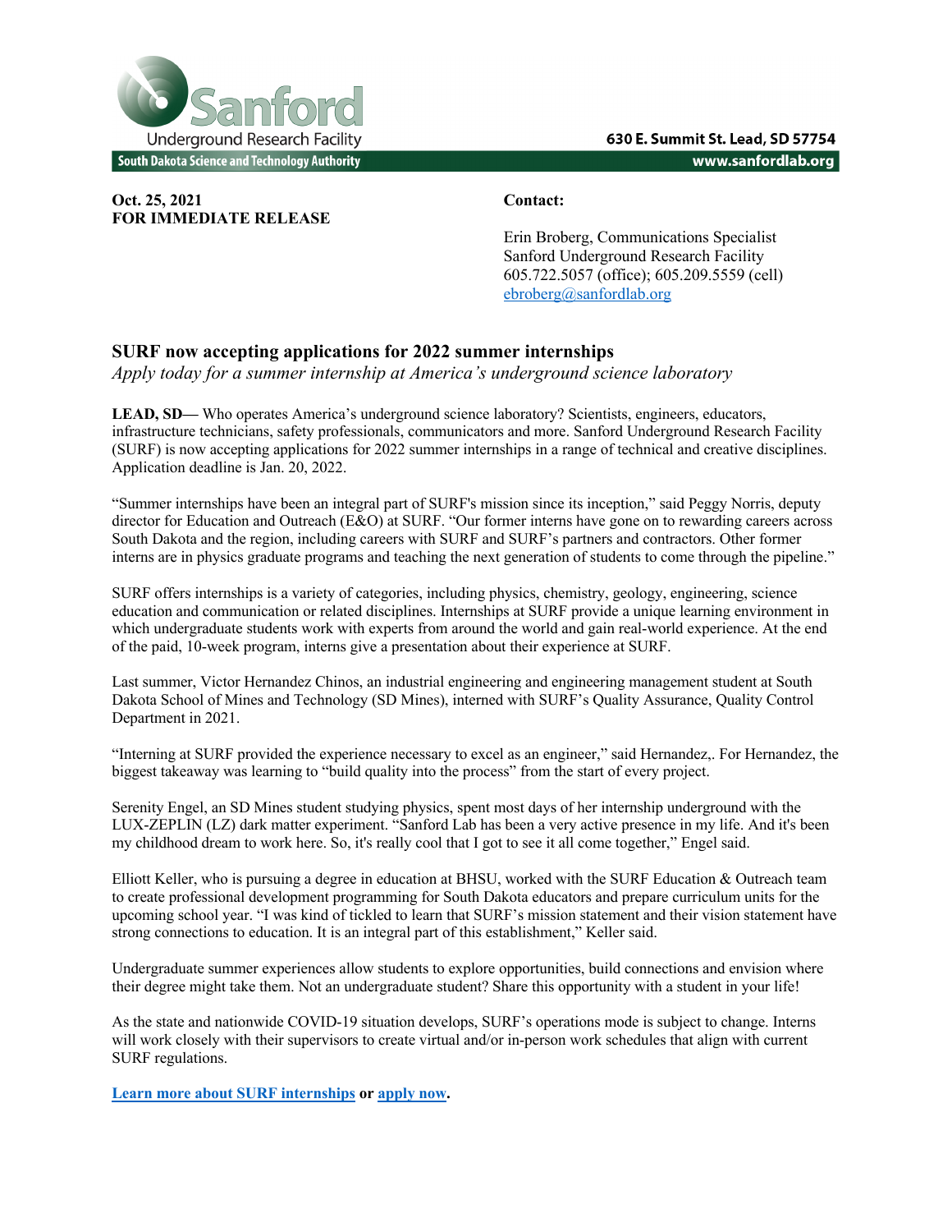Sanford Underground Research Facility

South Dakota Science and Technology Authority

630 E. Summit St. Lead, SD 57754

www.sanfordlab.org

**Oct. 25, 2021**
**FOR IMMEDIATE RELEASE**

**Contact:**

Erin Broberg, Communications Specialist
Sanford Underground Research Facility
605.722.5057 (office); 605.209.5559 (cell)
ebroberg@sanfordlab.org

## SURF now accepting applications for 2022 summer internships

*Apply today for a summer internship at America's underground science laboratory*

**LEAD, SD—** Who operates America's underground science laboratory? Scientists, engineers, educators, infrastructure technicians, safety professionals, communicators and more. Sanford Underground Research Facility (SURF) is now accepting applications for 2022 summer internships in a range of technical and creative disciplines. Application deadline is Jan. 20, 2022.

"Summer internships have been an integral part of SURF's mission since its inception," said Peggy Norris, deputy director for Education and Outreach (E&O) at SURF. "Our former interns have gone on to rewarding careers across South Dakota and the region, including careers with SURF and SURF's partners and contractors. Other former interns are in physics graduate programs and teaching the next generation of students to come through the pipeline."

SURF offers internships is a variety of categories, including physics, chemistry, geology, engineering, science education and communication or related disciplines. Internships at SURF provide a unique learning environment in which undergraduate students work with experts from around the world and gain real-world experience. At the end of the paid, 10-week program, interns give a presentation about their experience at SURF.

Last summer, Victor Hernandez Chinos, an industrial engineering and engineering management student at South Dakota School of Mines and Technology (SD Mines), interned with SURF's Quality Assurance, Quality Control Department in 2021.

"Interning at SURF provided the experience necessary to excel as an engineer," said Hernandez,. For Hernandez, the biggest takeaway was learning to "build quality into the process" from the start of every project.

Serenity Engel, an SD Mines student studying physics, spent most days of her internship underground with the LUX-ZEPLIN (LZ) dark matter experiment. "Sanford Lab has been a very active presence in my life. And it's been my childhood dream to work here. So, it's really cool that I got to see it all come together," Engel said.

Elliott Keller, who is pursuing a degree in education at BHSU, worked with the SURF Education & Outreach team to create professional development programming for South Dakota educators and prepare curriculum units for the upcoming school year. "I was kind of tickled to learn that SURF's mission statement and their vision statement have strong connections to education. It is an integral part of this establishment," Keller said.

Undergraduate summer experiences allow students to explore opportunities, build connections and envision where their degree might take them. Not an undergraduate student? Share this opportunity with a student in your life!

As the state and nationwide COVID-19 situation develops, SURF's operations mode is subject to change. Interns will work closely with their supervisors to create virtual and/or in-person work schedules that align with current SURF regulations.

**Learn more about SURF internships or apply now.**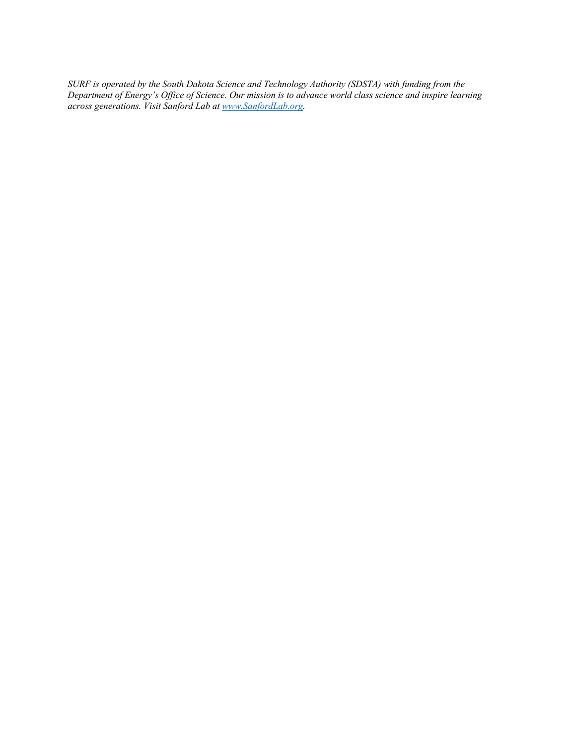*SURF is operated by the South Dakota Science and Technology Authority (SDSTA) with funding from the Department of Energy's Office of Science. Our mission is to advance world class science and inspire learning across generations. Visit Sanford Lab at [www.SanfordLab.org](http://www.SanfordLab.org).*